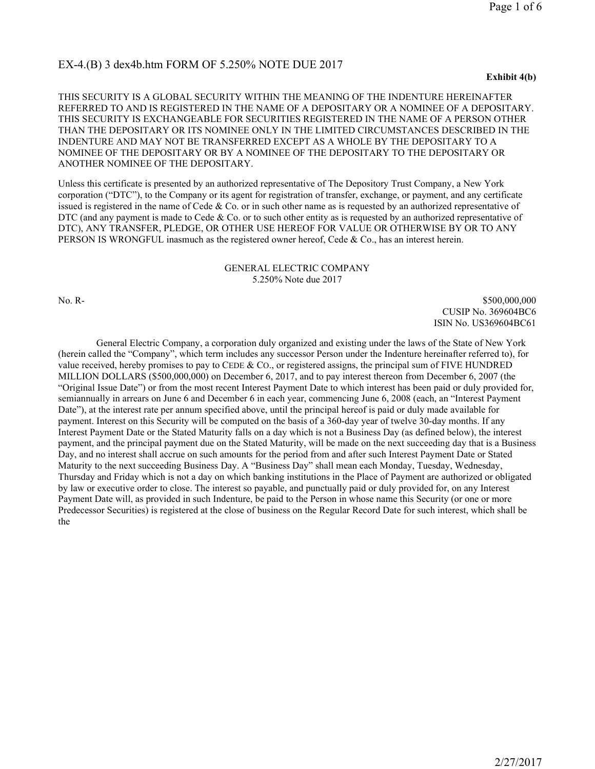EX-4.(B) 3 dex4b.htm FORM OF 5.250% NOTE DUE 2017

**Exhibit 4(b)**

THIS SECURITY IS A GLOBAL SECURITY WITHIN THE MEANING OF THE INDENTURE HEREINAFTER REFERRED TO AND IS REGISTERED IN THE NAME OF A DEPOSITARY OR A NOMINEE OF A DEPOSITARY. THIS SECURITY IS EXCHANGEABLE FOR SECURITIES REGISTERED IN THE NAME OF A PERSON OTHER THAN THE DEPOSITARY OR ITS NOMINEE ONLY IN THE LIMITED CIRCUMSTANCES DESCRIBED IN THE INDENTURE AND MAY NOT BE TRANSFERRED EXCEPT AS A WHOLE BY THE DEPOSITARY TO A NOMINEE OF THE DEPOSITARY OR BY A NOMINEE OF THE DEPOSITARY TO THE DEPOSITARY OR ANOTHER NOMINEE OF THE DEPOSITARY.

Unless this certificate is presented by an authorized representative of The Depository Trust Company, a New York corporation ("DTC"), to the Company or its agent for registration of transfer, exchange, or payment, and any certificate issued is registered in the name of Cede & Co. or in such other name as is requested by an authorized representative of DTC (and any payment is made to Cede & Co. or to such other entity as is requested by an authorized representative of DTC), ANY TRANSFER, PLEDGE, OR OTHER USE HEREOF FOR VALUE OR OTHERWISE BY OR TO ANY PERSON IS WRONGFUL inasmuch as the registered owner hereof, Cede & Co., has an interest herein.

GENERAL ELECTRIC COMPANY
5.250% Note due 2017

No. R-

$500,000,000
CUSIP No. 369604BC6
ISIN No. US369604BC61

General Electric Company, a corporation duly organized and existing under the laws of the State of New York (herein called the "Company", which term includes any successor Person under the Indenture hereinafter referred to), for value received, hereby promises to pay to CEDE & CO., or registered assigns, the principal sum of FIVE HUNDRED MILLION DOLLARS ($500,000,000) on December 6, 2017, and to pay interest thereon from December 6, 2007 (the "Original Issue Date") or from the most recent Interest Payment Date to which interest has been paid or duly provided for, semiannually in arrears on June 6 and December 6 in each year, commencing June 6, 2008 (each, an "Interest Payment Date"), at the interest rate per annum specified above, until the principal hereof is paid or duly made available for payment. Interest on this Security will be computed on the basis of a 360-day year of twelve 30-day months. If any Interest Payment Date or the Stated Maturity falls on a day which is not a Business Day (as defined below), the interest payment, and the principal payment due on the Stated Maturity, will be made on the next succeeding day that is a Business Day, and no interest shall accrue on such amounts for the period from and after such Interest Payment Date or Stated Maturity to the next succeeding Business Day. A "Business Day" shall mean each Monday, Tuesday, Wednesday, Thursday and Friday which is not a day on which banking institutions in the Place of Payment are authorized or obligated by law or executive order to close. The interest so payable, and punctually paid or duly provided for, on any Interest Payment Date will, as provided in such Indenture, be paid to the Person in whose name this Security (or one or more Predecessor Securities) is registered at the close of business on the Regular Record Date for such interest, which shall be the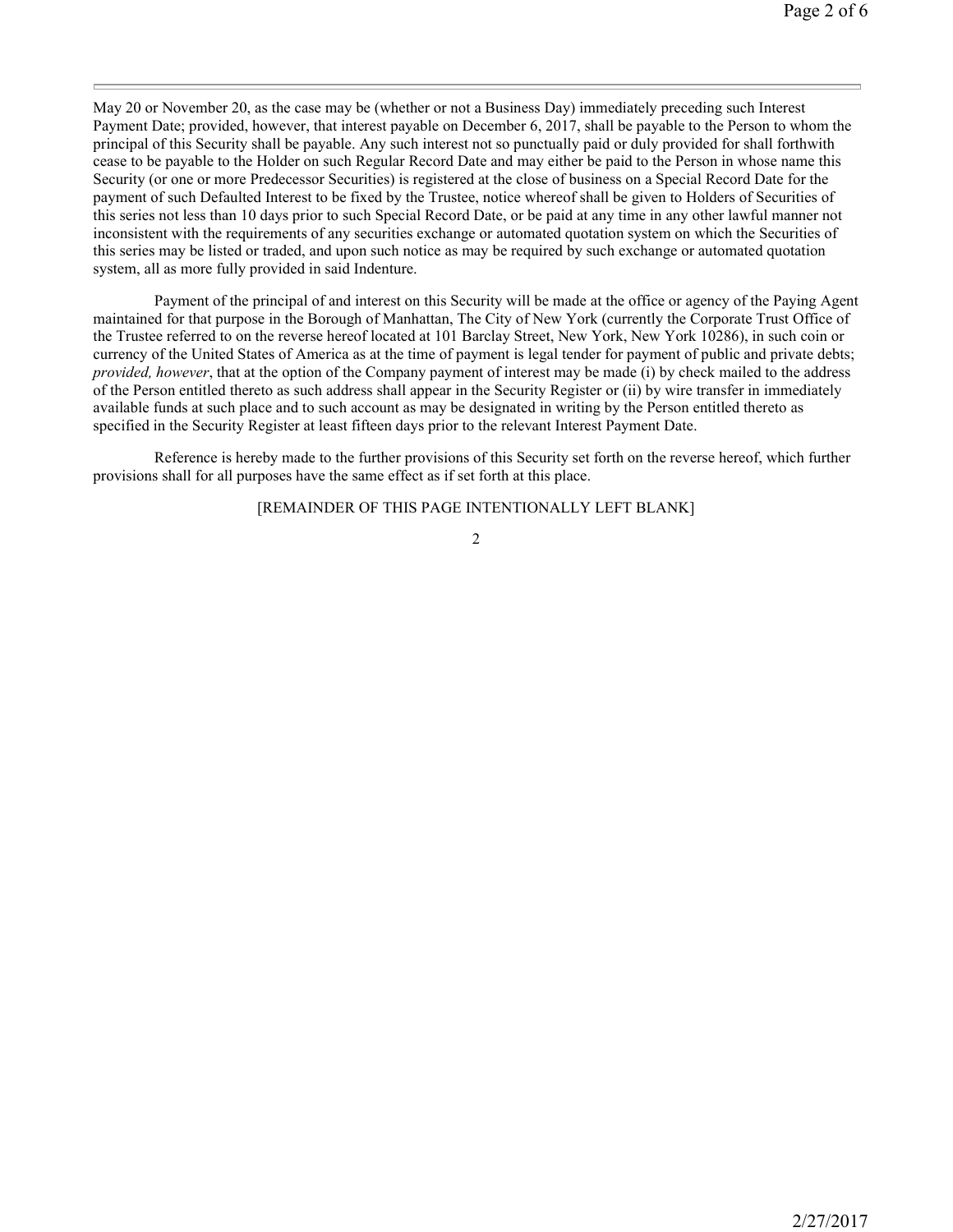May 20 or November 20, as the case may be (whether or not a Business Day) immediately preceding such Interest Payment Date; provided, however, that interest payable on December 6, 2017, shall be payable to the Person to whom the principal of this Security shall be payable. Any such interest not so punctually paid or duly provided for shall forthwith cease to be payable to the Holder on such Regular Record Date and may either be paid to the Person in whose name this Security (or one or more Predecessor Securities) is registered at the close of business on a Special Record Date for the payment of such Defaulted Interest to be fixed by the Trustee, notice whereof shall be given to Holders of Securities of this series not less than 10 days prior to such Special Record Date, or be paid at any time in any other lawful manner not inconsistent with the requirements of any securities exchange or automated quotation system on which the Securities of this series may be listed or traded, and upon such notice as may be required by such exchange or automated quotation system, all as more fully provided in said Indenture.

Payment of the principal of and interest on this Security will be made at the office or agency of the Paying Agent maintained for that purpose in the Borough of Manhattan, The City of New York (currently the Corporate Trust Office of the Trustee referred to on the reverse hereof located at 101 Barclay Street, New York, New York 10286), in such coin or currency of the United States of America as at the time of payment is legal tender for payment of public and private debts; *provided, however*, that at the option of the Company payment of interest may be made (i) by check mailed to the address of the Person entitled thereto as such address shall appear in the Security Register or (ii) by wire transfer in immediately available funds at such place and to such account as may be designated in writing by the Person entitled thereto as specified in the Security Register at least fifteen days prior to the relevant Interest Payment Date.

Reference is hereby made to the further provisions of this Security set forth on the reverse hereof, which further provisions shall for all purposes have the same effect as if set forth at this place.

[REMAINDER OF THIS PAGE INTENTIONALLY LEFT BLANK]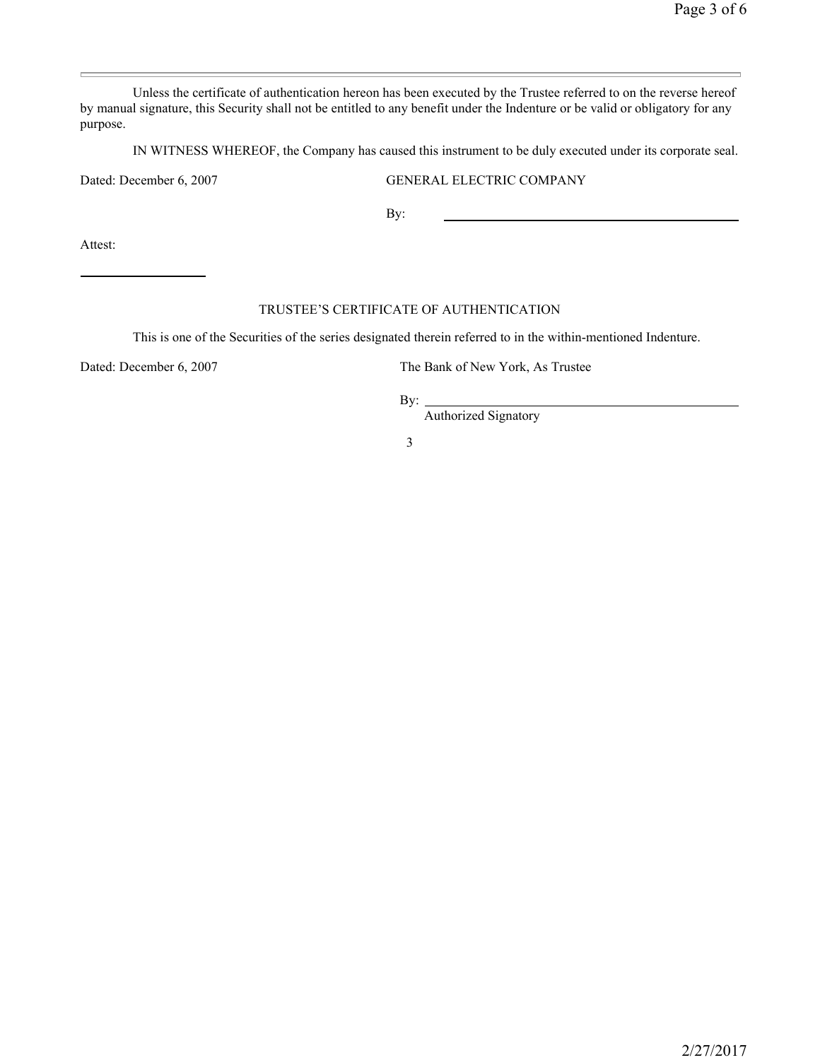Unless the certificate of authentication hereon has been executed by the Trustee referred to on the reverse hereof by manual signature, this Security shall not be entitled to any benefit under the Indenture or be valid or obligatory for any purpose.

IN WITNESS WHEREOF, the Company has caused this instrument to be duly executed under its corporate seal.

Dated: December 6, 2007

GENERAL ELECTRIC COMPANY

By: \_\_\_\_\_\_\_\_\_\_\_\_\_\_\_\_\_\_\_\_\_\_\_\_\_\_\_\_\_\_\_\_\_\_\_\_\_\_\_\_

Attest:

\_\_\_\_\_\_\_\_\_\_\_\_\_\_\_\_\_\_

TRUSTEE'S CERTIFICATE OF AUTHENTICATION

This is one of the Securities of the series designated therein referred to in the within-mentioned Indenture.

Dated: December 6, 2007

The Bank of New York, As Trustee

By: \_\_\_\_\_\_\_\_\_\_\_\_\_\_\_\_\_\_\_\_\_\_\_\_\_\_\_\_\_\_\_\_\_\_\_\_\_\_\_\_
Authorized Signatory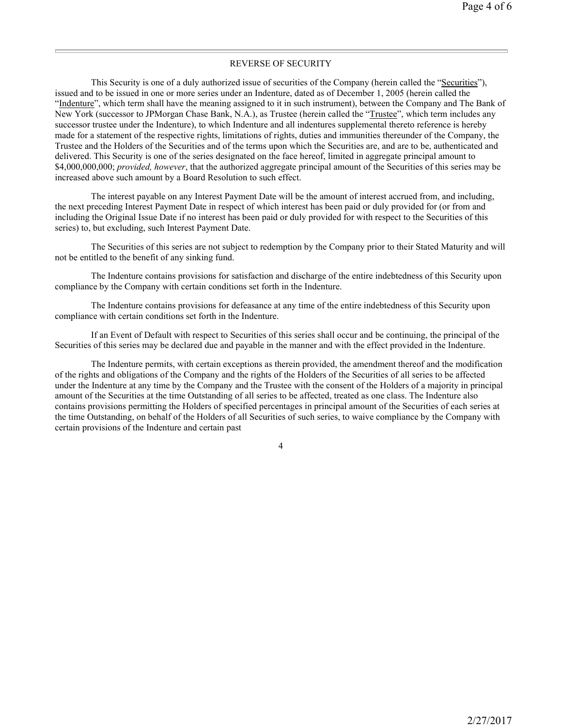## REVERSE OF SECURITY

This Security is one of a duly authorized issue of securities of the Company (herein called the "Securities"), issued and to be issued in one or more series under an Indenture, dated as of December 1, 2005 (herein called the "Indenture", which term shall have the meaning assigned to it in such instrument), between the Company and The Bank of New York (successor to JPMorgan Chase Bank, N.A.), as Trustee (herein called the "Trustee", which term includes any successor trustee under the Indenture), to which Indenture and all indentures supplemental thereto reference is hereby made for a statement of the respective rights, limitations of rights, duties and immunities thereunder of the Company, the Trustee and the Holders of the Securities and of the terms upon which the Securities are, and are to be, authenticated and delivered. This Security is one of the series designated on the face hereof, limited in aggregate principal amount to $4,000,000,000; *provided, however*, that the authorized aggregate principal amount of the Securities of this series may be increased above such amount by a Board Resolution to such effect.

The interest payable on any Interest Payment Date will be the amount of interest accrued from, and including, the next preceding Interest Payment Date in respect of which interest has been paid or duly provided for (or from and including the Original Issue Date if no interest has been paid or duly provided for with respect to the Securities of this series) to, but excluding, such Interest Payment Date.

The Securities of this series are not subject to redemption by the Company prior to their Stated Maturity and will not be entitled to the benefit of any sinking fund.

The Indenture contains provisions for satisfaction and discharge of the entire indebtedness of this Security upon compliance by the Company with certain conditions set forth in the Indenture.

The Indenture contains provisions for defeasance at any time of the entire indebtedness of this Security upon compliance with certain conditions set forth in the Indenture.

If an Event of Default with respect to Securities of this series shall occur and be continuing, the principal of the Securities of this series may be declared due and payable in the manner and with the effect provided in the Indenture.

The Indenture permits, with certain exceptions as therein provided, the amendment thereof and the modification of the rights and obligations of the Company and the rights of the Holders of the Securities of all series to be affected under the Indenture at any time by the Company and the Trustee with the consent of the Holders of a majority in principal amount of the Securities at the time Outstanding of all series to be affected, treated as one class. The Indenture also contains provisions permitting the Holders of specified percentages in principal amount of the Securities of each series at the time Outstanding, on behalf of the Holders of all Securities of such series, to waive compliance by the Company with certain provisions of the Indenture and certain past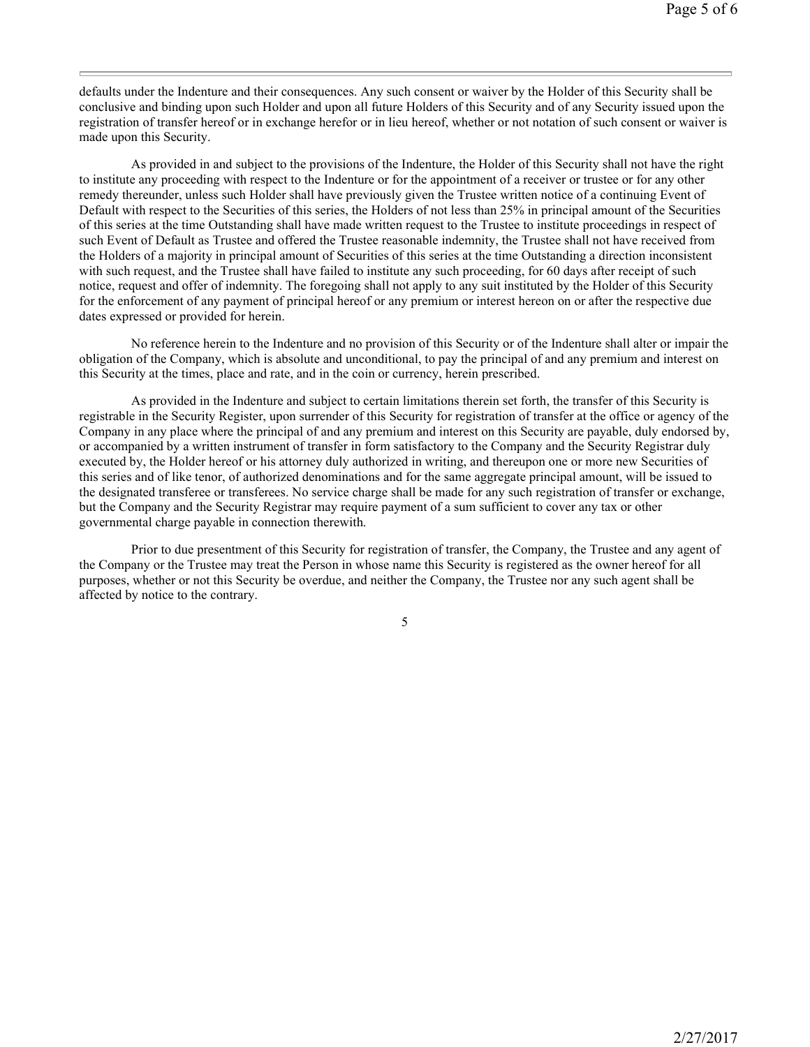defaults under the Indenture and their consequences. Any such consent or waiver by the Holder of this Security shall be conclusive and binding upon such Holder and upon all future Holders of this Security and of any Security issued upon the registration of transfer hereof or in exchange herefor or in lieu hereof, whether or not notation of such consent or waiver is made upon this Security.

As provided in and subject to the provisions of the Indenture, the Holder of this Security shall not have the right to institute any proceeding with respect to the Indenture or for the appointment of a receiver or trustee or for any other remedy thereunder, unless such Holder shall have previously given the Trustee written notice of a continuing Event of Default with respect to the Securities of this series, the Holders of not less than 25% in principal amount of the Securities of this series at the time Outstanding shall have made written request to the Trustee to institute proceedings in respect of such Event of Default as Trustee and offered the Trustee reasonable indemnity, the Trustee shall not have received from the Holders of a majority in principal amount of Securities of this series at the time Outstanding a direction inconsistent with such request, and the Trustee shall have failed to institute any such proceeding, for 60 days after receipt of such notice, request and offer of indemnity. The foregoing shall not apply to any suit instituted by the Holder of this Security for the enforcement of any payment of principal hereof or any premium or interest hereon on or after the respective due dates expressed or provided for herein.

No reference herein to the Indenture and no provision of this Security or of the Indenture shall alter or impair the obligation of the Company, which is absolute and unconditional, to pay the principal of and any premium and interest on this Security at the times, place and rate, and in the coin or currency, herein prescribed.

As provided in the Indenture and subject to certain limitations therein set forth, the transfer of this Security is registrable in the Security Register, upon surrender of this Security for registration of transfer at the office or agency of the Company in any place where the principal of and any premium and interest on this Security are payable, duly endorsed by, or accompanied by a written instrument of transfer in form satisfactory to the Company and the Security Registrar duly executed by, the Holder hereof or his attorney duly authorized in writing, and thereupon one or more new Securities of this series and of like tenor, of authorized denominations and for the same aggregate principal amount, will be issued to the designated transferee or transferees. No service charge shall be made for any such registration of transfer or exchange, but the Company and the Security Registrar may require payment of a sum sufficient to cover any tax or other governmental charge payable in connection therewith.

Prior to due presentment of this Security for registration of transfer, the Company, the Trustee and any agent of the Company or the Trustee may treat the Person in whose name this Security is registered as the owner hereof for all purposes, whether or not this Security be overdue, and neither the Company, the Trustee nor any such agent shall be affected by notice to the contrary.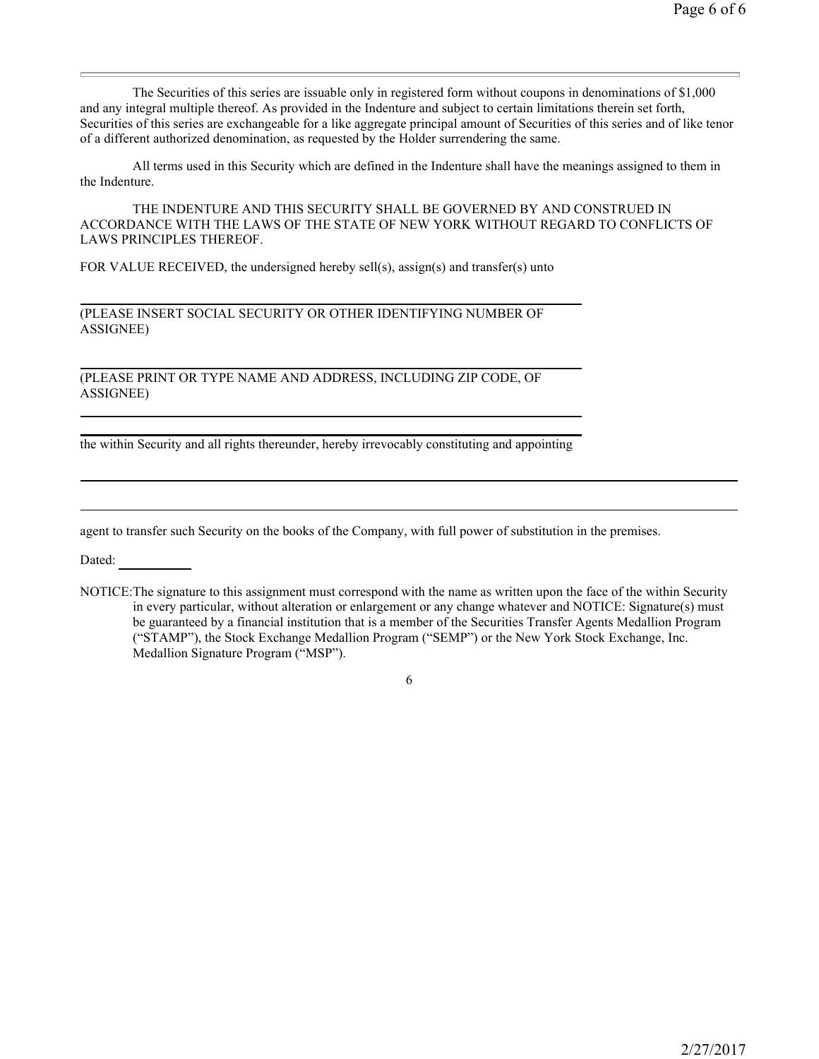The Securities of this series are issuable only in registered form without coupons in denominations of $1,000 and any integral multiple thereof. As provided in the Indenture and subject to certain limitations therein set forth, Securities of this series are exchangeable for a like aggregate principal amount of Securities of this series and of like tenor of a different authorized denomination, as requested by the Holder surrendering the same.

All terms used in this Security which are defined in the Indenture shall have the meanings assigned to them in the Indenture.

THE INDENTURE AND THIS SECURITY SHALL BE GOVERNED BY AND CONSTRUED IN ACCORDANCE WITH THE LAWS OF THE STATE OF NEW YORK WITHOUT REGARD TO CONFLICTS OF LAWS PRINCIPLES THEREOF.

FOR VALUE RECEIVED, the undersigned hereby sell(s), assign(s) and transfer(s) unto

\_\_\_\_\_\_\_\_\_\_\_\_\_\_\_\_\_\_\_\_\_\_\_\_\_\_\_\_\_\_\_\_\_\_\_\_\_\_\_\_\_\_\_\_\_\_\_\_\_\_\_\_\_\_\_\_

(PLEASE INSERT SOCIAL SECURITY OR OTHER IDENTIFYING NUMBER OF ASSIGNEE)

\_\_\_\_\_\_\_\_\_\_\_\_\_\_\_\_\_\_\_\_\_\_\_\_\_\_\_\_\_\_\_\_\_\_\_\_\_\_\_\_\_\_\_\_\_\_\_\_\_\_\_\_\_\_\_\_

(PLEASE PRINT OR TYPE NAME AND ADDRESS, INCLUDING ZIP CODE, OF ASSIGNEE)

\_\_\_\_\_\_\_\_\_\_\_\_\_\_\_\_\_\_\_\_\_\_\_\_\_\_\_\_\_\_\_\_\_\_\_\_\_\_\_\_\_\_\_\_\_\_\_\_\_\_\_\_\_\_\_\_

\_\_\_\_\_\_\_\_\_\_\_\_\_\_\_\_\_\_\_\_\_\_\_\_\_\_\_\_\_\_\_\_\_\_\_\_\_\_\_\_\_\_\_\_\_\_\_\_\_\_\_\_\_\_\_\_

the within Security and all rights thereunder, hereby irrevocably constituting and appointing

\_\_\_\_\_\_\_\_\_\_\_\_\_\_\_\_\_\_\_\_\_\_\_\_\_\_\_\_\_\_\_\_\_\_\_\_\_\_\_\_\_\_\_\_\_\_\_\_\_\_\_\_\_\_\_\_\_\_\_\_\_\_\_\_\_\_\_\_\_\_

\_\_\_\_\_\_\_\_\_\_\_\_\_\_\_\_\_\_\_\_\_\_\_\_\_\_\_\_\_\_\_\_\_\_\_\_\_\_\_\_\_\_\_\_\_\_\_\_\_\_\_\_\_\_\_\_\_\_\_\_\_\_\_\_\_\_\_\_\_\_

agent to transfer such Security on the books of the Company, with full power of substitution in the premises.

Dated: \_\_\_\_\_\_\_\_\_\_

NOTICE: The signature to this assignment must correspond with the name as written upon the face of the within Security in every particular, without alteration or enlargement or any change whatever and NOTICE: Signature(s) must be guaranteed by a financial institution that is a member of the Securities Transfer Agents Medallion Program ("STAMP"), the Stock Exchange Medallion Program ("SEMP") or the New York Stock Exchange, Inc. Medallion Signature Program ("MSP").